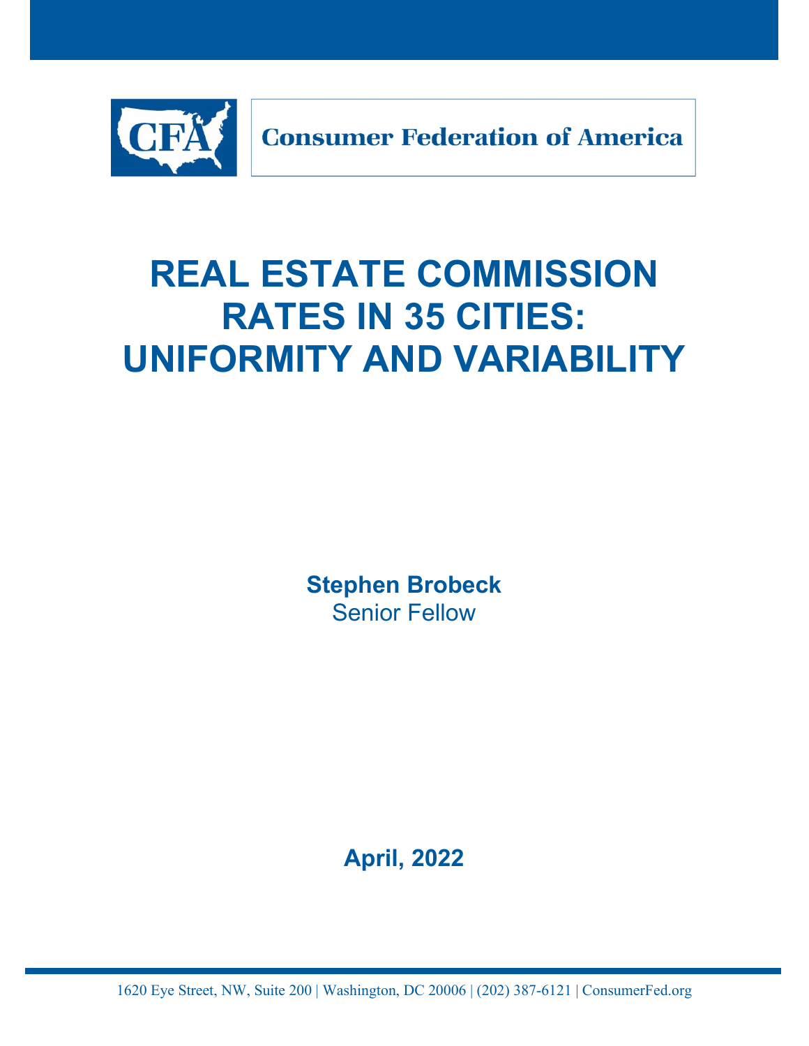CFA Consumer Federation of America

# REAL ESTATE COMMISSION RATES IN 35 CITIES: UNIFORMITY AND VARIABILITY

**Stephen Brobeck**
Senior Fellow

**April, 2022**

1620 Eye Street, NW, Suite 200 | Washington, DC 20006 | (202) 387-6121 | ConsumerFed.org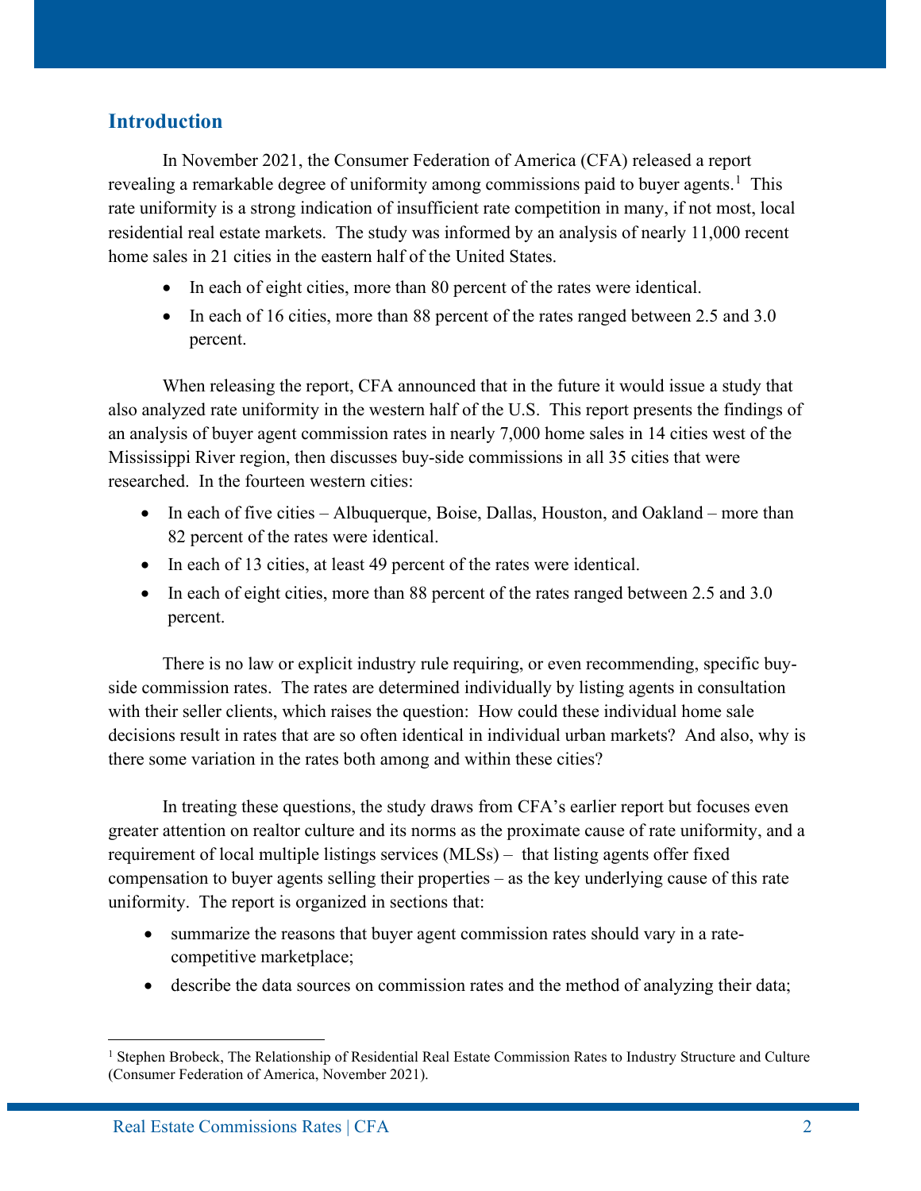## Introduction

In November 2021, the Consumer Federation of America (CFA) released a report revealing a remarkable degree of uniformity among commissions paid to buyer agents.[1] This rate uniformity is a strong indication of insufficient rate competition in many, if not most, local residential real estate markets. The study was informed by an analysis of nearly 11,000 recent home sales in 21 cities in the eastern half of the United States.

- In each of eight cities, more than 80 percent of the rates were identical.
- In each of 16 cities, more than 88 percent of the rates ranged between 2.5 and 3.0 percent.

When releasing the report, CFA announced that in the future it would issue a study that also analyzed rate uniformity in the western half of the U.S. This report presents the findings of an analysis of buyer agent commission rates in nearly 7,000 home sales in 14 cities west of the Mississippi River region, then discusses buy-side commissions in all 35 cities that were researched. In the fourteen western cities:

- In each of five cities – Albuquerque, Boise, Dallas, Houston, and Oakland – more than 82 percent of the rates were identical.
- In each of 13 cities, at least 49 percent of the rates were identical.
- In each of eight cities, more than 88 percent of the rates ranged between 2.5 and 3.0 percent.

There is no law or explicit industry rule requiring, or even recommending, specific buy-side commission rates. The rates are determined individually by listing agents in consultation with their seller clients, which raises the question: How could these individual home sale decisions result in rates that are so often identical in individual urban markets? And also, why is there some variation in the rates both among and within these cities?

In treating these questions, the study draws from CFA's earlier report but focuses even greater attention on realtor culture and its norms as the proximate cause of rate uniformity, and a requirement of local multiple listings services (MLSs) – that listing agents offer fixed compensation to buyer agents selling their properties – as the key underlying cause of this rate uniformity. The report is organized in sections that:

- summarize the reasons that buyer agent commission rates should vary in a rate-competitive marketplace;
- describe the data sources on commission rates and the method of analyzing their data;

[1] Stephen Brobeck, The Relationship of Residential Real Estate Commission Rates to Industry Structure and Culture (Consumer Federation of America, November 2021).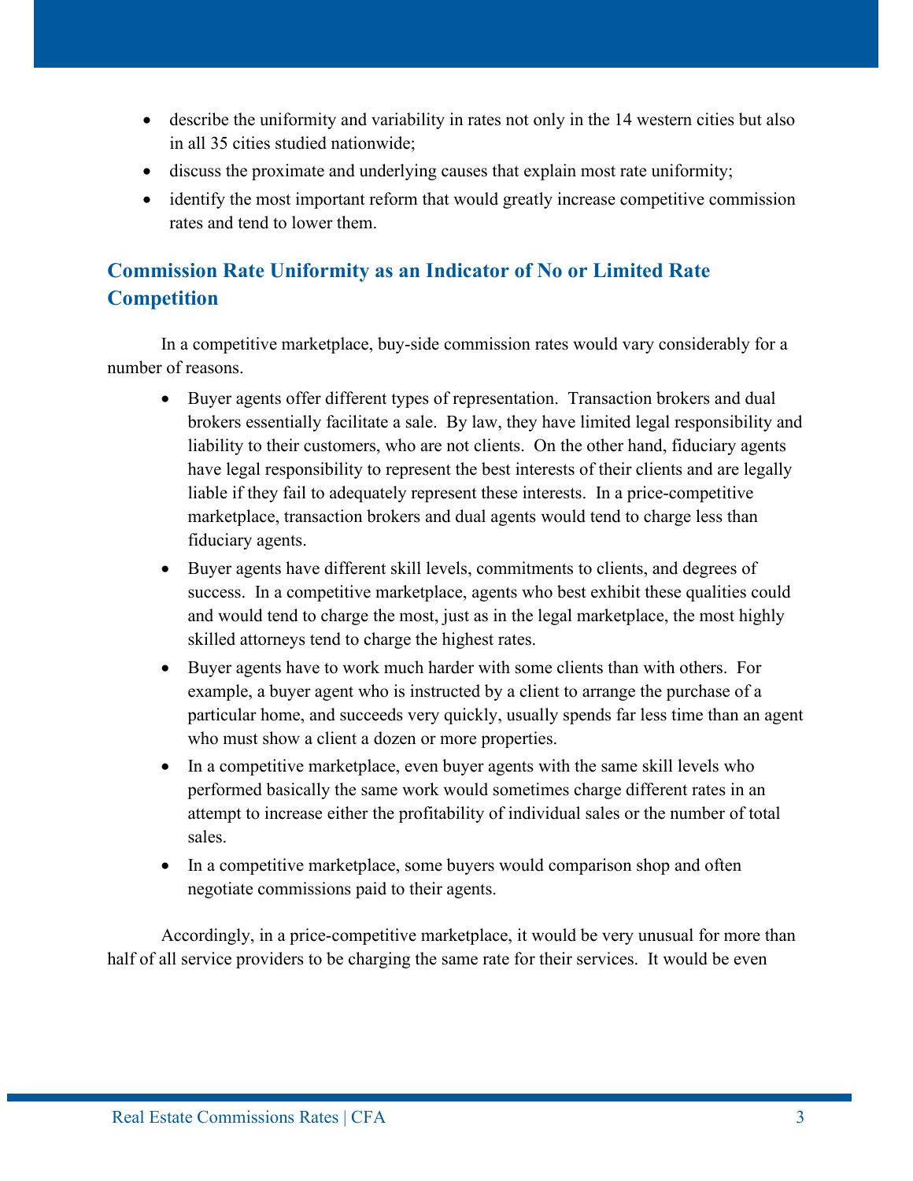- describe the uniformity and variability in rates not only in the 14 western cities but also in all 35 cities studied nationwide;
- discuss the proximate and underlying causes that explain most rate uniformity;
- identify the most important reform that would greatly increase competitive commission rates and tend to lower them.

## Commission Rate Uniformity as an Indicator of No or Limited Rate Competition

In a competitive marketplace, buy-side commission rates would vary considerably for a number of reasons.

- Buyer agents offer different types of representation. Transaction brokers and dual brokers essentially facilitate a sale. By law, they have limited legal responsibility and liability to their customers, who are not clients. On the other hand, fiduciary agents have legal responsibility to represent the best interests of their clients and are legally liable if they fail to adequately represent these interests. In a price-competitive marketplace, transaction brokers and dual agents would tend to charge less than fiduciary agents.
- Buyer agents have different skill levels, commitments to clients, and degrees of success. In a competitive marketplace, agents who best exhibit these qualities could and would tend to charge the most, just as in the legal marketplace, the most highly skilled attorneys tend to charge the highest rates.
- Buyer agents have to work much harder with some clients than with others. For example, a buyer agent who is instructed by a client to arrange the purchase of a particular home, and succeeds very quickly, usually spends far less time than an agent who must show a client a dozen or more properties.
- In a competitive marketplace, even buyer agents with the same skill levels who performed basically the same work would sometimes charge different rates in an attempt to increase either the profitability of individual sales or the number of total sales.
- In a competitive marketplace, some buyers would comparison shop and often negotiate commissions paid to their agents.

Accordingly, in a price-competitive marketplace, it would be very unusual for more than half of all service providers to be charging the same rate for their services. It would be even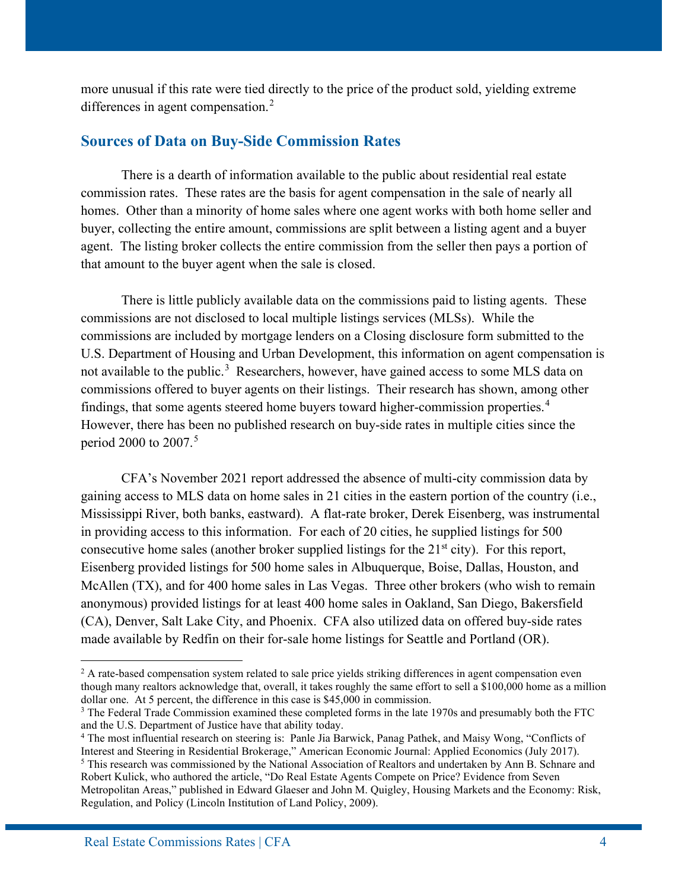more unusual if this rate were tied directly to the price of the product sold, yielding extreme differences in agent compensation.[2]

## Sources of Data on Buy-Side Commission Rates

There is a dearth of information available to the public about residential real estate commission rates. These rates are the basis for agent compensation in the sale of nearly all homes. Other than a minority of home sales where one agent works with both home seller and buyer, collecting the entire amount, commissions are split between a listing agent and a buyer agent. The listing broker collects the entire commission from the seller then pays a portion of that amount to the buyer agent when the sale is closed.

There is little publicly available data on the commissions paid to listing agents. These commissions are not disclosed to local multiple listings services (MLSs). While the commissions are included by mortgage lenders on a Closing disclosure form submitted to the U.S. Department of Housing and Urban Development, this information on agent compensation is not available to the public.[3] Researchers, however, have gained access to some MLS data on commissions offered to buyer agents on their listings. Their research has shown, among other findings, that some agents steered home buyers toward higher-commission properties.[4] However, there has been no published research on buy-side rates in multiple cities since the period 2000 to 2007.[5]

CFA's November 2021 report addressed the absence of multi-city commission data by gaining access to MLS data on home sales in 21 cities in the eastern portion of the country (i.e., Mississippi River, both banks, eastward). A flat-rate broker, Derek Eisenberg, was instrumental in providing access to this information. For each of 20 cities, he supplied listings for 500 consecutive home sales (another broker supplied listings for the 21st city). For this report, Eisenberg provided listings for 500 home sales in Albuquerque, Boise, Dallas, Houston, and McAllen (TX), and for 400 home sales in Las Vegas. Three other brokers (who wish to remain anonymous) provided listings for at least 400 home sales in Oakland, San Diego, Bakersfield (CA), Denver, Salt Lake City, and Phoenix. CFA also utilized data on offered buy-side rates made available by Redfin on their for-sale home listings for Seattle and Portland (OR).

---

[2] A rate-based compensation system related to sale price yields striking differences in agent compensation even though many realtors acknowledge that, overall, it takes roughly the same effort to sell a $100,000 home as a million dollar one. At 5 percent, the difference in this case is $45,000 in commission.

[3] The Federal Trade Commission examined these completed forms in the late 1970s and presumably both the FTC and the U.S. Department of Justice have that ability today.

[4] The most influential research on steering is: Panle Jia Barwick, Panag Pathek, and Maisy Wong, "Conflicts of Interest and Steering in Residential Brokerage," American Economic Journal: Applied Economics (July 2017).

[5] This research was commissioned by the National Association of Realtors and undertaken by Ann B. Schnare and Robert Kulick, who authored the article, "Do Real Estate Agents Compete on Price? Evidence from Seven Metropolitan Areas," published in Edward Glaeser and John M. Quigley, Housing Markets and the Economy: Risk, Regulation, and Policy (Lincoln Institution of Land Policy, 2009).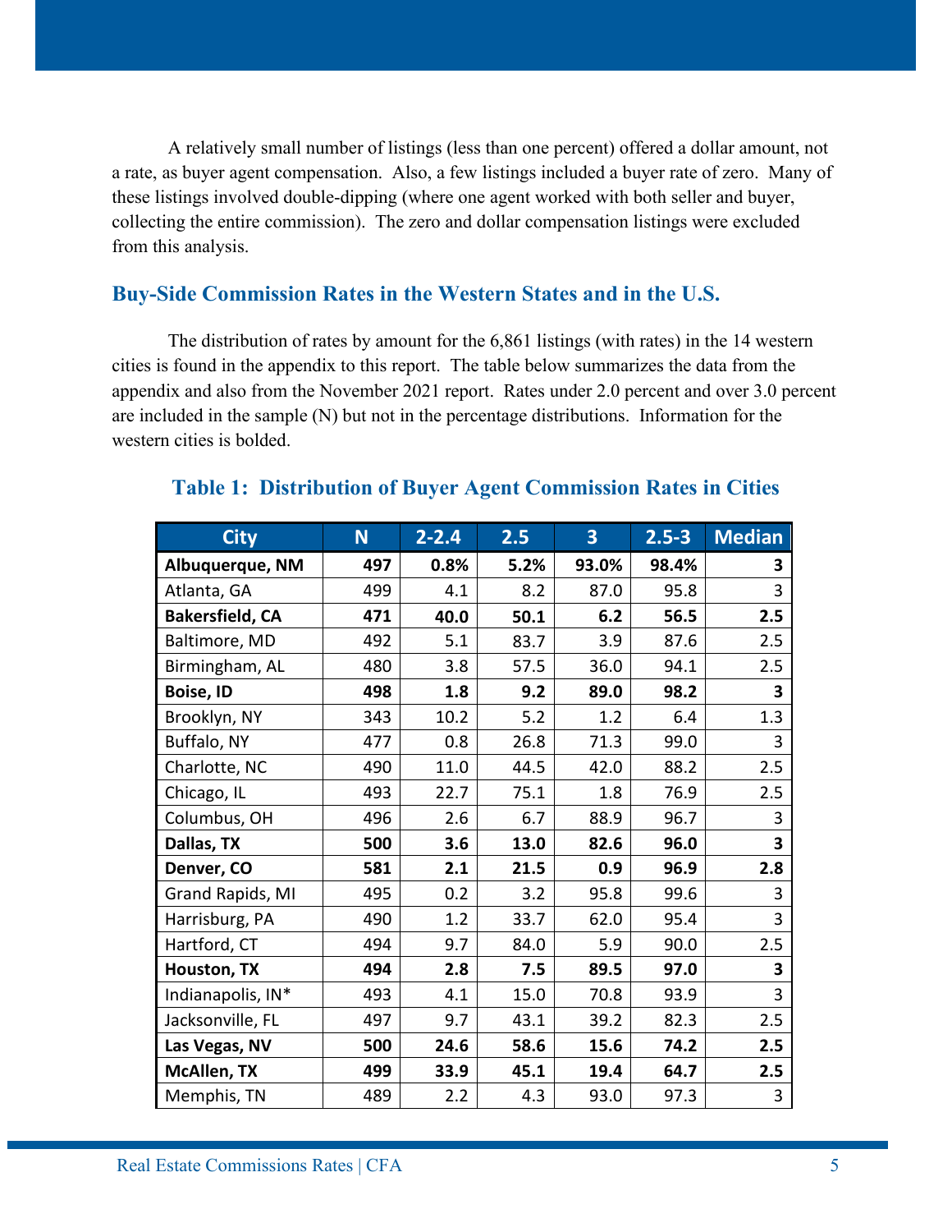A relatively small number of listings (less than one percent) offered a dollar amount, not a rate, as buyer agent compensation. Also, a few listings included a buyer rate of zero. Many of these listings involved double-dipping (where one agent worked with both seller and buyer, collecting the entire commission). The zero and dollar compensation listings were excluded from this analysis.

## Buy-Side Commission Rates in the Western States and in the U.S.

The distribution of rates by amount for the 6,861 listings (with rates) in the 14 western cities is found in the appendix to this report. The table below summarizes the data from the appendix and also from the November 2021 report. Rates under 2.0 percent and over 3.0 percent are included in the sample (N) but not in the percentage distributions. Information for the western cities is bolded.

### Table 1: Distribution of Buyer Agent Commission Rates in Cities

| City | N | 2-2.4 | 2.5 | 3 | 2.5-3 | Median |
|---|---|---|---|---|---|---|
| **Albuquerque, NM** | **497** | **0.8%** | **5.2%** | **93.0%** | **98.4%** | **3** |
| Atlanta, GA | 499 | 4.1 | 8.2 | 87.0 | 95.8 | 3 |
| **Bakersfield, CA** | **471** | **40.0** | **50.1** | **6.2** | **56.5** | **2.5** |
| Baltimore, MD | 492 | 5.1 | 83.7 | 3.9 | 87.6 | 2.5 |
| Birmingham, AL | 480 | 3.8 | 57.5 | 36.0 | 94.1 | 2.5 |
| **Boise, ID** | **498** | **1.8** | **9.2** | **89.0** | **98.2** | **3** |
| Brooklyn, NY | 343 | 10.2 | 5.2 | 1.2 | 6.4 | 1.3 |
| Buffalo, NY | 477 | 0.8 | 26.8 | 71.3 | 99.0 | 3 |
| Charlotte, NC | 490 | 11.0 | 44.5 | 42.0 | 88.2 | 2.5 |
| Chicago, IL | 493 | 22.7 | 75.1 | 1.8 | 76.9 | 2.5 |
| Columbus, OH | 496 | 2.6 | 6.7 | 88.9 | 96.7 | 3 |
| **Dallas, TX** | **500** | **3.6** | **13.0** | **82.6** | **96.0** | **3** |
| **Denver, CO** | **581** | **2.1** | **21.5** | **0.9** | **96.9** | **2.8** |
| Grand Rapids, MI | 495 | 0.2 | 3.2 | 95.8 | 99.6 | 3 |
| Harrisburg, PA | 490 | 1.2 | 33.7 | 62.0 | 95.4 | 3 |
| Hartford, CT | 494 | 9.7 | 84.0 | 5.9 | 90.0 | 2.5 |
| **Houston, TX** | **494** | **2.8** | **7.5** | **89.5** | **97.0** | **3** |
| Indianapolis, IN* | 493 | 4.1 | 15.0 | 70.8 | 93.9 | 3 |
| Jacksonville, FL | 497 | 9.7 | 43.1 | 39.2 | 82.3 | 2.5 |
| **Las Vegas, NV** | **500** | **24.6** | **58.6** | **15.6** | **74.2** | **2.5** |
| **McAllen, TX** | **499** | **33.9** | **45.1** | **19.4** | **64.7** | **2.5** |
| Memphis, TN | 489 | 2.2 | 4.3 | 93.0 | 97.3 | 3 |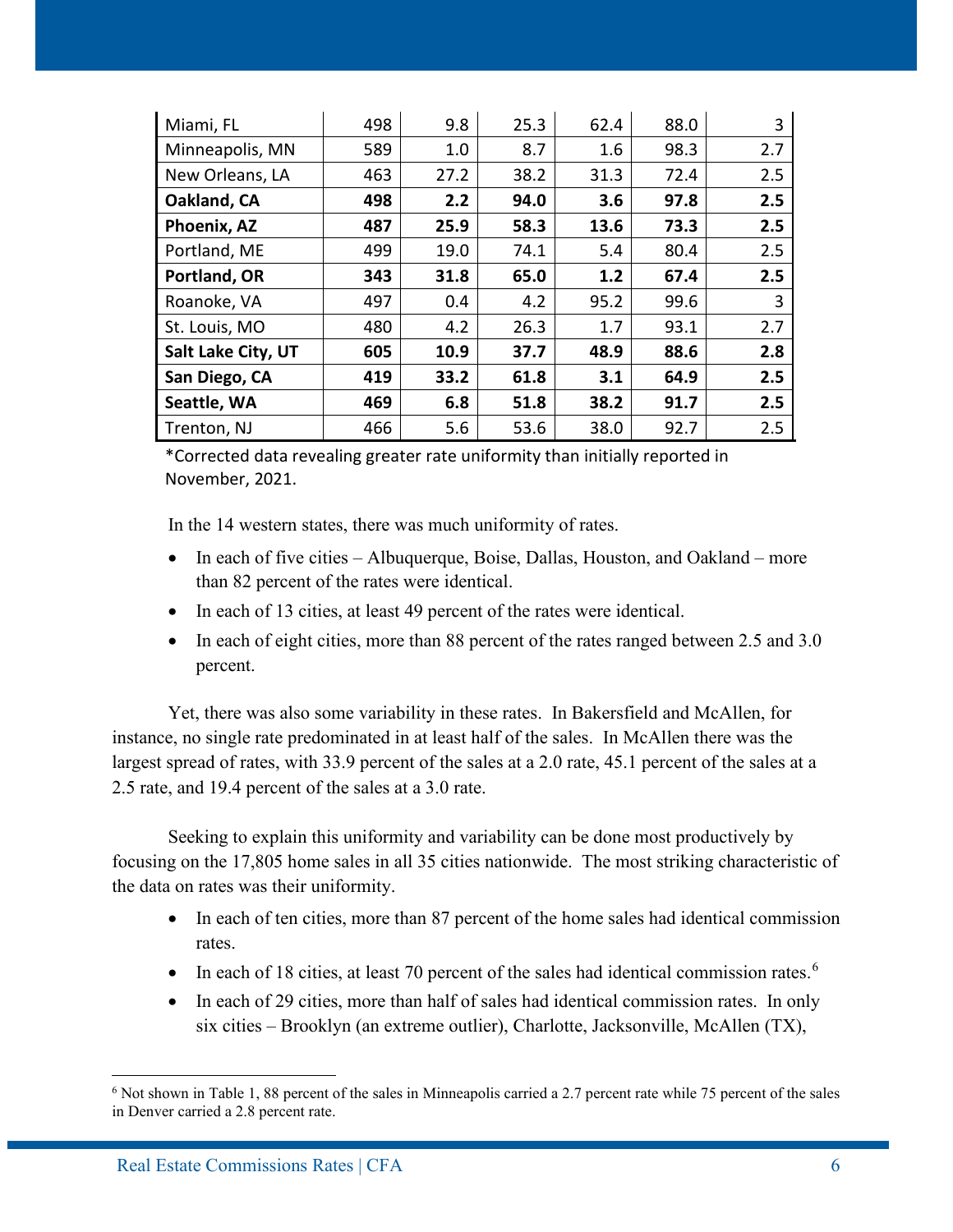| | | | | | |
|---|---|---|---|---|---|
| Miami, FL | 498 | 9.8 | 25.3 | 62.4 | 88.0 | 3 |
| Minneapolis, MN | 589 | 1.0 | 8.7 | 1.6 | 98.3 | 2.7 |
| New Orleans, LA | 463 | 27.2 | 38.2 | 31.3 | 72.4 | 2.5 |
| **Oakland, CA** | **498** | **2.2** | **94.0** | **3.6** | **97.8** | **2.5** |
| **Phoenix, AZ** | **487** | **25.9** | **58.3** | **13.6** | **73.3** | **2.5** |
| Portland, ME | 499 | 19.0 | 74.1 | 5.4 | 80.4 | 2.5 |
| **Portland, OR** | **343** | **31.8** | **65.0** | **1.2** | **67.4** | **2.5** |
| Roanoke, VA | 497 | 0.4 | 4.2 | 95.2 | 99.6 | 3 |
| St. Louis, MO | 480 | 4.2 | 26.3 | 1.7 | 93.1 | 2.7 |
| **Salt Lake City, UT** | **605** | **10.9** | **37.7** | **48.9** | **88.6** | **2.8** |
| **San Diego, CA** | **419** | **33.2** | **61.8** | **3.1** | **64.9** | **2.5** |
| **Seattle, WA** | **469** | **6.8** | **51.8** | **38.2** | **91.7** | **2.5** |
| Trenton, NJ | 466 | 5.6 | 53.6 | 38.0 | 92.7 | 2.5 |

*Corrected data revealing greater rate uniformity than initially reported in November, 2021.

In the 14 western states, there was much uniformity of rates.

- In each of five cities – Albuquerque, Boise, Dallas, Houston, and Oakland – more than 82 percent of the rates were identical.
- In each of 13 cities, at least 49 percent of the rates were identical.
- In each of eight cities, more than 88 percent of the rates ranged between 2.5 and 3.0 percent.

Yet, there was also some variability in these rates. In Bakersfield and McAllen, for instance, no single rate predominated in at least half of the sales. In McAllen there was the largest spread of rates, with 33.9 percent of the sales at a 2.0 rate, 45.1 percent of the sales at a 2.5 rate, and 19.4 percent of the sales at a 3.0 rate.

Seeking to explain this uniformity and variability can be done most productively by focusing on the 17,805 home sales in all 35 cities nationwide. The most striking characteristic of the data on rates was their uniformity.

- In each of ten cities, more than 87 percent of the home sales had identical commission rates.
- In each of 18 cities, at least 70 percent of the sales had identical commission rates.[6]
- In each of 29 cities, more than half of sales had identical commission rates. In only six cities – Brooklyn (an extreme outlier), Charlotte, Jacksonville, McAllen (TX),

[6] Not shown in Table 1, 88 percent of the sales in Minneapolis carried a 2.7 percent rate while 75 percent of the sales in Denver carried a 2.8 percent rate.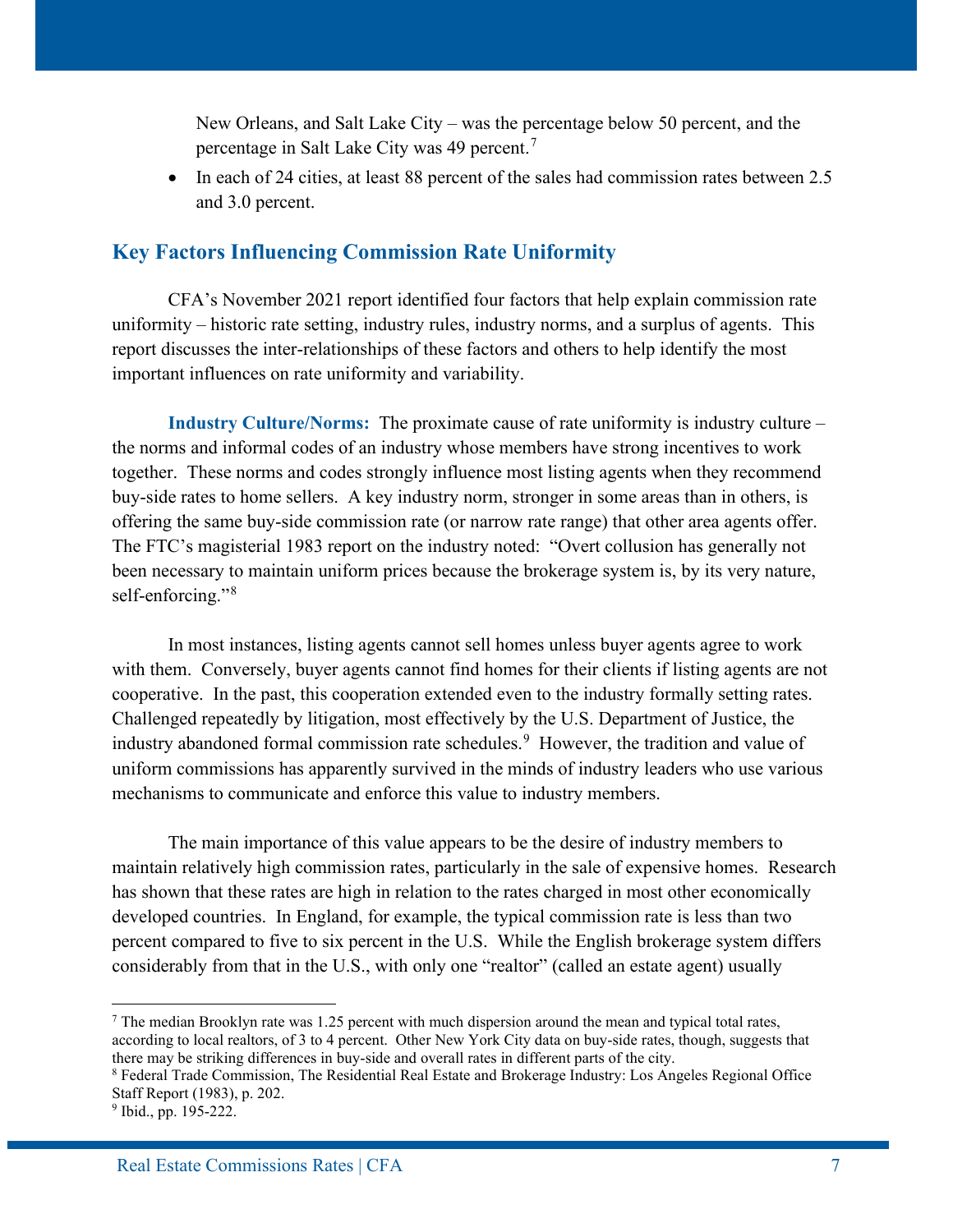New Orleans, and Salt Lake City – was the percentage below 50 percent, and the percentage in Salt Lake City was 49 percent.[7]

- In each of 24 cities, at least 88 percent of the sales had commission rates between 2.5 and 3.0 percent.

## Key Factors Influencing Commission Rate Uniformity

CFA's November 2021 report identified four factors that help explain commission rate uniformity – historic rate setting, industry rules, industry norms, and a surplus of agents. This report discusses the inter-relationships of these factors and others to help identify the most important influences on rate uniformity and variability.

**Industry Culture/Norms:** The proximate cause of rate uniformity is industry culture – the norms and informal codes of an industry whose members have strong incentives to work together. These norms and codes strongly influence most listing agents when they recommend buy-side rates to home sellers. A key industry norm, stronger in some areas than in others, is offering the same buy-side commission rate (or narrow rate range) that other area agents offer. The FTC's magisterial 1983 report on the industry noted: "Overt collusion has generally not been necessary to maintain uniform prices because the brokerage system is, by its very nature, self-enforcing."[8]

In most instances, listing agents cannot sell homes unless buyer agents agree to work with them. Conversely, buyer agents cannot find homes for their clients if listing agents are not cooperative. In the past, this cooperation extended even to the industry formally setting rates. Challenged repeatedly by litigation, most effectively by the U.S. Department of Justice, the industry abandoned formal commission rate schedules.[9] However, the tradition and value of uniform commissions has apparently survived in the minds of industry leaders who use various mechanisms to communicate and enforce this value to industry members.

The main importance of this value appears to be the desire of industry members to maintain relatively high commission rates, particularly in the sale of expensive homes. Research has shown that these rates are high in relation to the rates charged in most other economically developed countries. In England, for example, the typical commission rate is less than two percent compared to five to six percent in the U.S. While the English brokerage system differs considerably from that in the U.S., with only one "realtor" (called an estate agent) usually

---

[7] The median Brooklyn rate was 1.25 percent with much dispersion around the mean and typical total rates, according to local realtors, of 3 to 4 percent. Other New York City data on buy-side rates, though, suggests that there may be striking differences in buy-side and overall rates in different parts of the city.

[8] Federal Trade Commission, The Residential Real Estate and Brokerage Industry: Los Angeles Regional Office Staff Report (1983), p. 202.

[9] Ibid., pp. 195-222.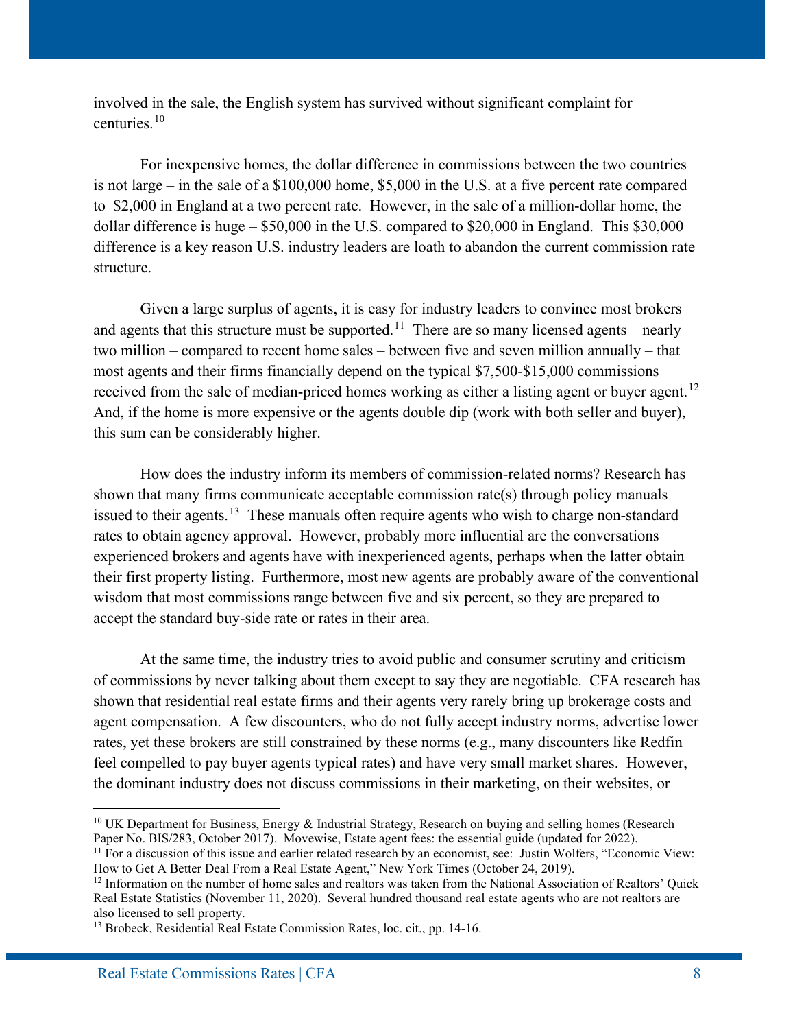involved in the sale, the English system has survived without significant complaint for centuries.[10]

For inexpensive homes, the dollar difference in commissions between the two countries is not large – in the sale of a $100,000 home, $5,000 in the U.S. at a five percent rate compared to $2,000 in England at a two percent rate. However, in the sale of a million-dollar home, the dollar difference is huge – $50,000 in the U.S. compared to $20,000 in England. This $30,000 difference is a key reason U.S. industry leaders are loath to abandon the current commission rate structure.

Given a large surplus of agents, it is easy for industry leaders to convince most brokers and agents that this structure must be supported.[11] There are so many licensed agents – nearly two million – compared to recent home sales – between five and seven million annually – that most agents and their firms financially depend on the typical $7,500-$15,000 commissions received from the sale of median-priced homes working as either a listing agent or buyer agent.[12] And, if the home is more expensive or the agents double dip (work with both seller and buyer), this sum can be considerably higher.

How does the industry inform its members of commission-related norms? Research has shown that many firms communicate acceptable commission rate(s) through policy manuals issued to their agents.[13] These manuals often require agents who wish to charge non-standard rates to obtain agency approval. However, probably more influential are the conversations experienced brokers and agents have with inexperienced agents, perhaps when the latter obtain their first property listing. Furthermore, most new agents are probably aware of the conventional wisdom that most commissions range between five and six percent, so they are prepared to accept the standard buy-side rate or rates in their area.

At the same time, the industry tries to avoid public and consumer scrutiny and criticism of commissions by never talking about them except to say they are negotiable. CFA research has shown that residential real estate firms and their agents very rarely bring up brokerage costs and agent compensation. A few discounters, who do not fully accept industry norms, advertise lower rates, yet these brokers are still constrained by these norms (e.g., many discounters like Redfin feel compelled to pay buyer agents typical rates) and have very small market shares. However, the dominant industry does not discuss commissions in their marketing, on their websites, or

---

[10] UK Department for Business, Energy & Industrial Strategy, Research on buying and selling homes (Research Paper No. BIS/283, October 2017). Movewise, Estate agent fees: the essential guide (updated for 2022).

[11] For a discussion of this issue and earlier related research by an economist, see: Justin Wolfers, "Economic View: How to Get A Better Deal From a Real Estate Agent," New York Times (October 24, 2019).

[12] Information on the number of home sales and realtors was taken from the National Association of Realtors' Quick Real Estate Statistics (November 11, 2020). Several hundred thousand real estate agents who are not realtors are also licensed to sell property.

[13] Brobeck, Residential Real Estate Commission Rates, loc. cit., pp. 14-16.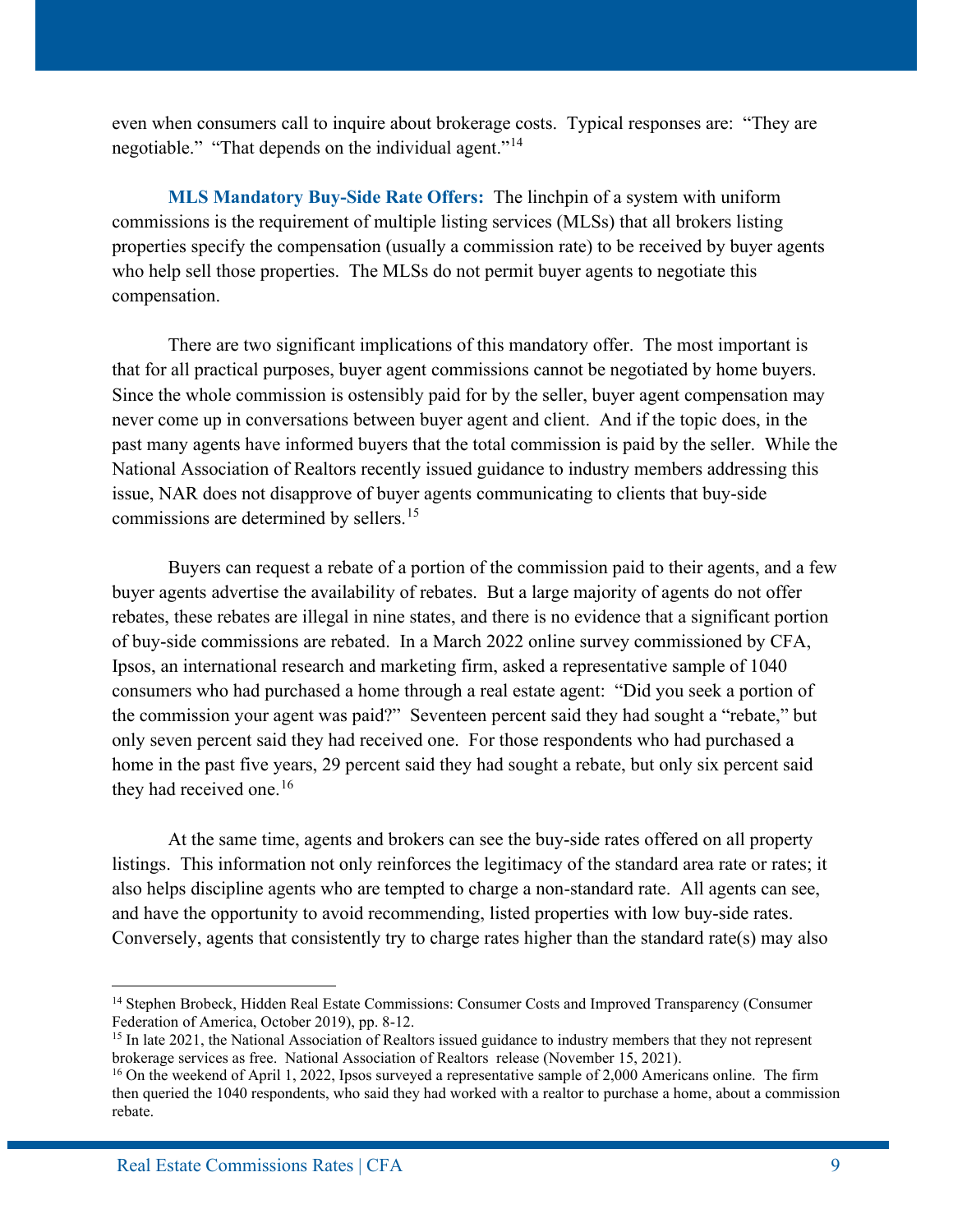even when consumers call to inquire about brokerage costs. Typical responses are: "They are negotiable." "That depends on the individual agent."[14]

**MLS Mandatory Buy-Side Rate Offers:** The linchpin of a system with uniform commissions is the requirement of multiple listing services (MLSs) that all brokers listing properties specify the compensation (usually a commission rate) to be received by buyer agents who help sell those properties. The MLSs do not permit buyer agents to negotiate this compensation.

There are two significant implications of this mandatory offer. The most important is that for all practical purposes, buyer agent commissions cannot be negotiated by home buyers. Since the whole commission is ostensibly paid for by the seller, buyer agent compensation may never come up in conversations between buyer agent and client. And if the topic does, in the past many agents have informed buyers that the total commission is paid by the seller. While the National Association of Realtors recently issued guidance to industry members addressing this issue, NAR does not disapprove of buyer agents communicating to clients that buy-side commissions are determined by sellers.[15]

Buyers can request a rebate of a portion of the commission paid to their agents, and a few buyer agents advertise the availability of rebates. But a large majority of agents do not offer rebates, these rebates are illegal in nine states, and there is no evidence that a significant portion of buy-side commissions are rebated. In a March 2022 online survey commissioned by CFA, Ipsos, an international research and marketing firm, asked a representative sample of 1040 consumers who had purchased a home through a real estate agent: "Did you seek a portion of the commission your agent was paid?" Seventeen percent said they had sought a "rebate," but only seven percent said they had received one. For those respondents who had purchased a home in the past five years, 29 percent said they had sought a rebate, but only six percent said they had received one.[16]

At the same time, agents and brokers can see the buy-side rates offered on all property listings. This information not only reinforces the legitimacy of the standard area rate or rates; it also helps discipline agents who are tempted to charge a non-standard rate. All agents can see, and have the opportunity to avoid recommending, listed properties with low buy-side rates. Conversely, agents that consistently try to charge rates higher than the standard rate(s) may also

---

[14] Stephen Brobeck, Hidden Real Estate Commissions: Consumer Costs and Improved Transparency (Consumer Federation of America, October 2019), pp. 8-12.

[15] In late 2021, the National Association of Realtors issued guidance to industry members that they not represent brokerage services as free. National Association of Realtors release (November 15, 2021).

[16] On the weekend of April 1, 2022, Ipsos surveyed a representative sample of 2,000 Americans online. The firm then queried the 1040 respondents, who said they had worked with a realtor to purchase a home, about a commission rebate.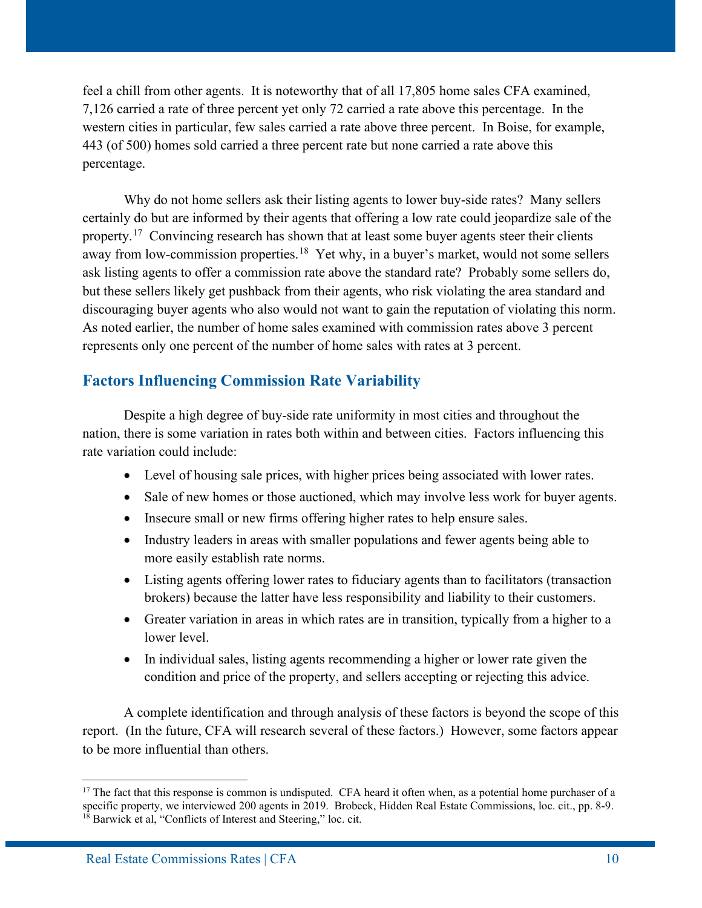feel a chill from other agents. It is noteworthy that of all 17,805 home sales CFA examined, 7,126 carried a rate of three percent yet only 72 carried a rate above this percentage. In the western cities in particular, few sales carried a rate above three percent. In Boise, for example, 443 (of 500) homes sold carried a three percent rate but none carried a rate above this percentage.

Why do not home sellers ask their listing agents to lower buy-side rates? Many sellers certainly do but are informed by their agents that offering a low rate could jeopardize sale of the property.[17] Convincing research has shown that at least some buyer agents steer their clients away from low-commission properties.[18] Yet why, in a buyer's market, would not some sellers ask listing agents to offer a commission rate above the standard rate? Probably some sellers do, but these sellers likely get pushback from their agents, who risk violating the area standard and discouraging buyer agents who also would not want to gain the reputation of violating this norm. As noted earlier, the number of home sales examined with commission rates above 3 percent represents only one percent of the number of home sales with rates at 3 percent.

## Factors Influencing Commission Rate Variability

Despite a high degree of buy-side rate uniformity in most cities and throughout the nation, there is some variation in rates both within and between cities. Factors influencing this rate variation could include:

- Level of housing sale prices, with higher prices being associated with lower rates.
- Sale of new homes or those auctioned, which may involve less work for buyer agents.
- Insecure small or new firms offering higher rates to help ensure sales.
- Industry leaders in areas with smaller populations and fewer agents being able to more easily establish rate norms.
- Listing agents offering lower rates to fiduciary agents than to facilitators (transaction brokers) because the latter have less responsibility and liability to their customers.
- Greater variation in areas in which rates are in transition, typically from a higher to a lower level.
- In individual sales, listing agents recommending a higher or lower rate given the condition and price of the property, and sellers accepting or rejecting this advice.

A complete identification and through analysis of these factors is beyond the scope of this report. (In the future, CFA will research several of these factors.) However, some factors appear to be more influential than others.

[17] The fact that this response is common is undisputed. CFA heard it often when, as a potential home purchaser of a specific property, we interviewed 200 agents in 2019. Brobeck, Hidden Real Estate Commissions, loc. cit., pp. 8-9.

[18] Barwick et al, "Conflicts of Interest and Steering," loc. cit.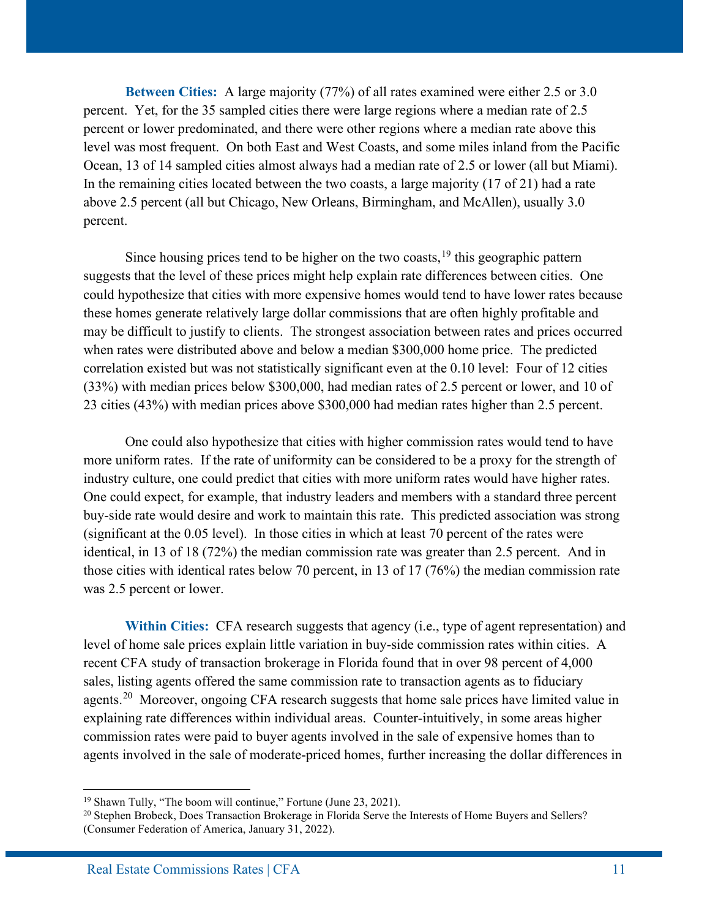**Between Cities:** A large majority (77%) of all rates examined were either 2.5 or 3.0 percent. Yet, for the 35 sampled cities there were large regions where a median rate of 2.5 percent or lower predominated, and there were other regions where a median rate above this level was most frequent. On both East and West Coasts, and some miles inland from the Pacific Ocean, 13 of 14 sampled cities almost always had a median rate of 2.5 or lower (all but Miami). In the remaining cities located between the two coasts, a large majority (17 of 21) had a rate above 2.5 percent (all but Chicago, New Orleans, Birmingham, and McAllen), usually 3.0 percent.

Since housing prices tend to be higher on the two coasts,[19] this geographic pattern suggests that the level of these prices might help explain rate differences between cities. One could hypothesize that cities with more expensive homes would tend to have lower rates because these homes generate relatively large dollar commissions that are often highly profitable and may be difficult to justify to clients. The strongest association between rates and prices occurred when rates were distributed above and below a median $300,000 home price. The predicted correlation existed but was not statistically significant even at the 0.10 level: Four of 12 cities (33%) with median prices below $300,000, had median rates of 2.5 percent or lower, and 10 of 23 cities (43%) with median prices above $300,000 had median rates higher than 2.5 percent.

One could also hypothesize that cities with higher commission rates would tend to have more uniform rates. If the rate of uniformity can be considered to be a proxy for the strength of industry culture, one could predict that cities with more uniform rates would have higher rates. One could expect, for example, that industry leaders and members with a standard three percent buy-side rate would desire and work to maintain this rate. This predicted association was strong (significant at the 0.05 level). In those cities in which at least 70 percent of the rates were identical, in 13 of 18 (72%) the median commission rate was greater than 2.5 percent. And in those cities with identical rates below 70 percent, in 13 of 17 (76%) the median commission rate was 2.5 percent or lower.

**Within Cities:** CFA research suggests that agency (i.e., type of agent representation) and level of home sale prices explain little variation in buy-side commission rates within cities. A recent CFA study of transaction brokerage in Florida found that in over 98 percent of 4,000 sales, listing agents offered the same commission rate to transaction agents as to fiduciary agents.[20] Moreover, ongoing CFA research suggests that home sale prices have limited value in explaining rate differences within individual areas. Counter-intuitively, in some areas higher commission rates were paid to buyer agents involved in the sale of expensive homes than to agents involved in the sale of moderate-priced homes, further increasing the dollar differences in

---

[19] Shawn Tully, "The boom will continue," Fortune (June 23, 2021).

[20] Stephen Brobeck, Does Transaction Brokerage in Florida Serve the Interests of Home Buyers and Sellers? (Consumer Federation of America, January 31, 2022).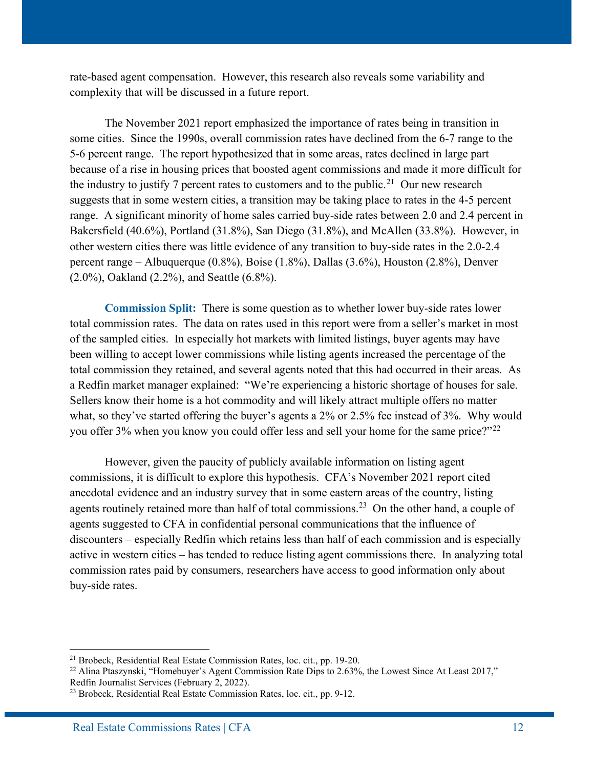rate-based agent compensation. However, this research also reveals some variability and complexity that will be discussed in a future report.

The November 2021 report emphasized the importance of rates being in transition in some cities. Since the 1990s, overall commission rates have declined from the 6-7 range to the 5-6 percent range. The report hypothesized that in some areas, rates declined in large part because of a rise in housing prices that boosted agent commissions and made it more difficult for the industry to justify 7 percent rates to customers and to the public.[21] Our new research suggests that in some western cities, a transition may be taking place to rates in the 4-5 percent range. A significant minority of home sales carried buy-side rates between 2.0 and 2.4 percent in Bakersfield (40.6%), Portland (31.8%), San Diego (31.8%), and McAllen (33.8%). However, in other western cities there was little evidence of any transition to buy-side rates in the 2.0-2.4 percent range – Albuquerque (0.8%), Boise (1.8%), Dallas (3.6%), Houston (2.8%), Denver (2.0%), Oakland (2.2%), and Seattle (6.8%).

**Commission Split:** There is some question as to whether lower buy-side rates lower total commission rates. The data on rates used in this report were from a seller's market in most of the sampled cities. In especially hot markets with limited listings, buyer agents may have been willing to accept lower commissions while listing agents increased the percentage of the total commission they retained, and several agents noted that this had occurred in their areas. As a Redfin market manager explained: "We're experiencing a historic shortage of houses for sale. Sellers know their home is a hot commodity and will likely attract multiple offers no matter what, so they've started offering the buyer's agents a 2% or 2.5% fee instead of 3%. Why would you offer 3% when you know you could offer less and sell your home for the same price?"[22]

However, given the paucity of publicly available information on listing agent commissions, it is difficult to explore this hypothesis. CFA's November 2021 report cited anecdotal evidence and an industry survey that in some eastern areas of the country, listing agents routinely retained more than half of total commissions.[23] On the other hand, a couple of agents suggested to CFA in confidential personal communications that the influence of discounters – especially Redfin which retains less than half of each commission and is especially active in western cities – has tended to reduce listing agent commissions there. In analyzing total commission rates paid by consumers, researchers have access to good information only about buy-side rates.

---

[21] Brobeck, Residential Real Estate Commission Rates, loc. cit., pp. 19-20.

[22] Alina Ptaszynski, "Homebuyer's Agent Commission Rate Dips to 2.63%, the Lowest Since At Least 2017," Redfin Journalist Services (February 2, 2022).

[23] Brobeck, Residential Real Estate Commission Rates, loc. cit., pp. 9-12.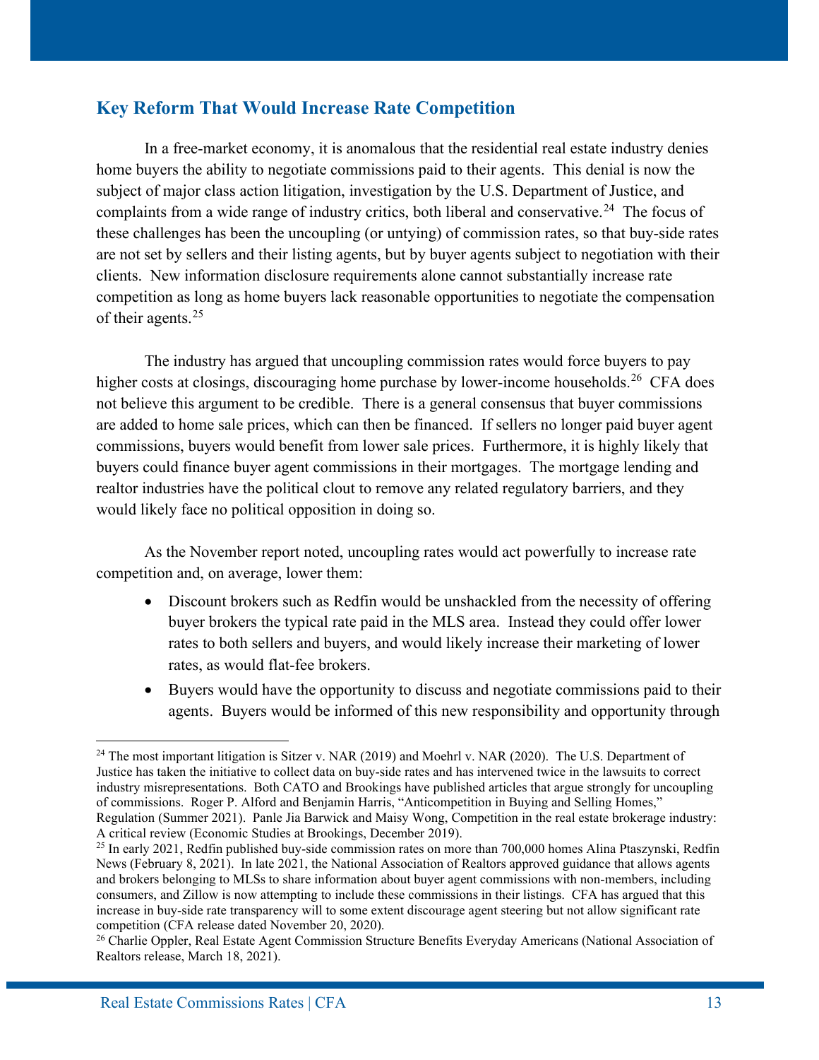## Key Reform That Would Increase Rate Competition

In a free-market economy, it is anomalous that the residential real estate industry denies home buyers the ability to negotiate commissions paid to their agents. This denial is now the subject of major class action litigation, investigation by the U.S. Department of Justice, and complaints from a wide range of industry critics, both liberal and conservative.[24] The focus of these challenges has been the uncoupling (or untying) of commission rates, so that buy-side rates are not set by sellers and their listing agents, but by buyer agents subject to negotiation with their clients. New information disclosure requirements alone cannot substantially increase rate competition as long as home buyers lack reasonable opportunities to negotiate the compensation of their agents.[25]

The industry has argued that uncoupling commission rates would force buyers to pay higher costs at closings, discouraging home purchase by lower-income households.[26] CFA does not believe this argument to be credible. There is a general consensus that buyer commissions are added to home sale prices, which can then be financed. If sellers no longer paid buyer agent commissions, buyers would benefit from lower sale prices. Furthermore, it is highly likely that buyers could finance buyer agent commissions in their mortgages. The mortgage lending and realtor industries have the political clout to remove any related regulatory barriers, and they would likely face no political opposition in doing so.

As the November report noted, uncoupling rates would act powerfully to increase rate competition and, on average, lower them:

- Discount brokers such as Redfin would be unshackled from the necessity of offering buyer brokers the typical rate paid in the MLS area. Instead they could offer lower rates to both sellers and buyers, and would likely increase their marketing of lower rates, as would flat-fee brokers.
- Buyers would have the opportunity to discuss and negotiate commissions paid to their agents. Buyers would be informed of this new responsibility and opportunity through

---

[24] The most important litigation is Sitzer v. NAR (2019) and Moehrl v. NAR (2020). The U.S. Department of Justice has taken the initiative to collect data on buy-side rates and has intervened twice in the lawsuits to correct industry misrepresentations. Both CATO and Brookings have published articles that argue strongly for uncoupling of commissions. Roger P. Alford and Benjamin Harris, "Anticompetition in Buying and Selling Homes," Regulation (Summer 2021). Panle Jia Barwick and Maisy Wong, Competition in the real estate brokerage industry: A critical review (Economic Studies at Brookings, December 2019).

[25] In early 2021, Redfin published buy-side commission rates on more than 700,000 homes Alina Ptaszynski, Redfin News (February 8, 2021). In late 2021, the National Association of Realtors approved guidance that allows agents and brokers belonging to MLSs to share information about buyer agent commissions with non-members, including consumers, and Zillow is now attempting to include these commissions in their listings. CFA has argued that this increase in buy-side rate transparency will to some extent discourage agent steering but not allow significant rate competition (CFA release dated November 20, 2020).

[26] Charlie Oppler, Real Estate Agent Commission Structure Benefits Everyday Americans (National Association of Realtors release, March 18, 2021).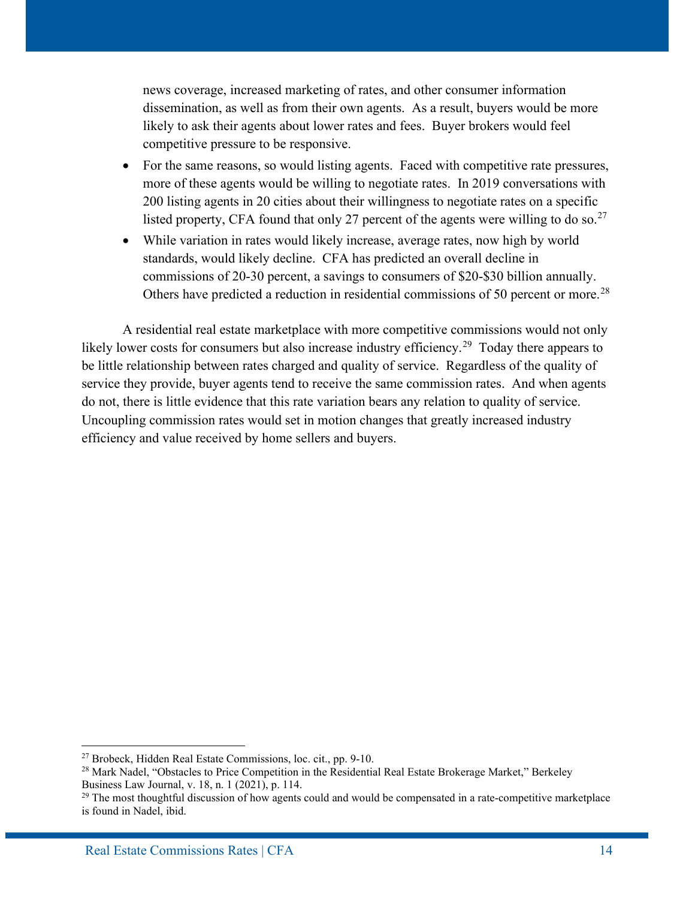news coverage, increased marketing of rates, and other consumer information dissemination, as well as from their own agents. As a result, buyers would be more likely to ask their agents about lower rates and fees. Buyer brokers would feel competitive pressure to be responsive.

- For the same reasons, so would listing agents. Faced with competitive rate pressures, more of these agents would be willing to negotiate rates. In 2019 conversations with 200 listing agents in 20 cities about their willingness to negotiate rates on a specific listed property, CFA found that only 27 percent of the agents were willing to do so.[27]
- While variation in rates would likely increase, average rates, now high by world standards, would likely decline. CFA has predicted an overall decline in commissions of 20-30 percent, a savings to consumers of \$20-\$30 billion annually. Others have predicted a reduction in residential commissions of 50 percent or more.[28]

A residential real estate marketplace with more competitive commissions would not only likely lower costs for consumers but also increase industry efficiency.[29] Today there appears to be little relationship between rates charged and quality of service. Regardless of the quality of service they provide, buyer agents tend to receive the same commission rates. And when agents do not, there is little evidence that this rate variation bears any relation to quality of service. Uncoupling commission rates would set in motion changes that greatly increased industry efficiency and value received by home sellers and buyers.

---

[27] Brobeck, Hidden Real Estate Commissions, loc. cit., pp. 9-10.

[28] Mark Nadel, "Obstacles to Price Competition in the Residential Real Estate Brokerage Market," Berkeley Business Law Journal, v. 18, n. 1 (2021), p. 114.

[29] The most thoughtful discussion of how agents could and would be compensated in a rate-competitive marketplace is found in Nadel, ibid.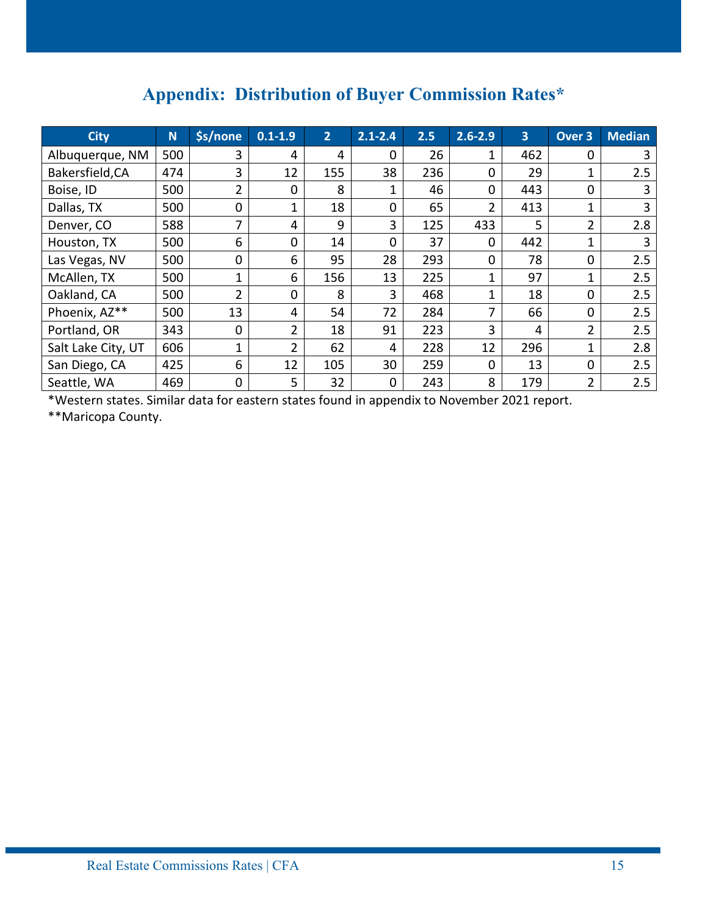## Appendix: Distribution of Buyer Commission Rates*

| City | N | $s/none | 0.1-1.9 | 2 | 2.1-2.4 | 2.5 | 2.6-2.9 | 3 | Over 3 | Median |
|---|---|---|---|---|---|---|---|---|---|---|
| Albuquerque, NM | 500 | 3 | 4 | 4 | 0 | 26 | 1 | 462 | 0 | 3 |
| Bakersfield,CA | 474 | 3 | 12 | 155 | 38 | 236 | 0 | 29 | 1 | 2.5 |
| Boise, ID | 500 | 2 | 0 | 8 | 1 | 46 | 0 | 443 | 0 | 3 |
| Dallas, TX | 500 | 0 | 1 | 18 | 0 | 65 | 2 | 413 | 1 | 3 |
| Denver, CO | 588 | 7 | 4 | 9 | 3 | 125 | 433 | 5 | 2 | 2.8 |
| Houston, TX | 500 | 6 | 0 | 14 | 0 | 37 | 0 | 442 | 1 | 3 |
| Las Vegas, NV | 500 | 0 | 6 | 95 | 28 | 293 | 0 | 78 | 0 | 2.5 |
| McAllen, TX | 500 | 1 | 6 | 156 | 13 | 225 | 1 | 97 | 1 | 2.5 |
| Oakland, CA | 500 | 2 | 0 | 8 | 3 | 468 | 1 | 18 | 0 | 2.5 |
| Phoenix, AZ** | 500 | 13 | 4 | 54 | 72 | 284 | 7 | 66 | 0 | 2.5 |
| Portland, OR | 343 | 0 | 2 | 18 | 91 | 223 | 3 | 4 | 2 | 2.5 |
| Salt Lake City, UT | 606 | 1 | 2 | 62 | 4 | 228 | 12 | 296 | 1 | 2.8 |
| San Diego, CA | 425 | 6 | 12 | 105 | 30 | 259 | 0 | 13 | 0 | 2.5 |
| Seattle, WA | 469 | 0 | 5 | 32 | 0 | 243 | 8 | 179 | 2 | 2.5 |

*Western states. Similar data for eastern states found in appendix to November 2021 report.

**Maricopa County.